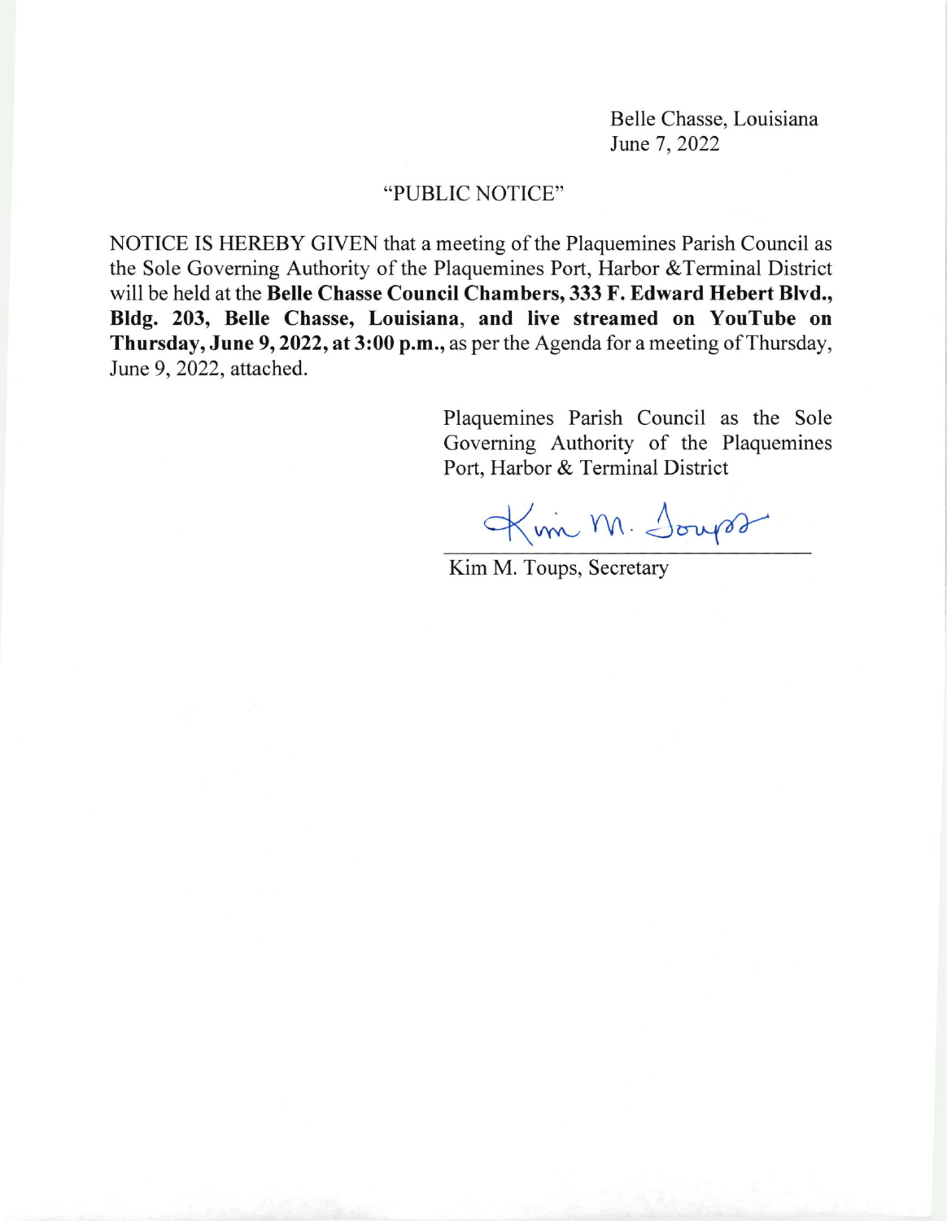Belle Chasse, Louisiana
June 7, 2022

"PUBLIC NOTICE"

NOTICE IS HEREBY GIVEN that a meeting of the Plaquemines Parish Council as the Sole Governing Authority of the Plaquemines Port, Harbor &Terminal District will be held at the **Belle Chasse Council Chambers, 333 F. Edward Hebert Blvd., Bldg. 203, Belle Chasse, Louisiana**, **and live streamed on YouTube on Thursday, June 9, 2022, at 3:00 p.m.,** as per the Agenda for a meeting of Thursday, June 9, 2022, attached.

Plaquemines Parish Council as the Sole Governing Authority of the Plaquemines Port, Harbor & Terminal District

Kim M. Toups

Kim M. Toups, Secretary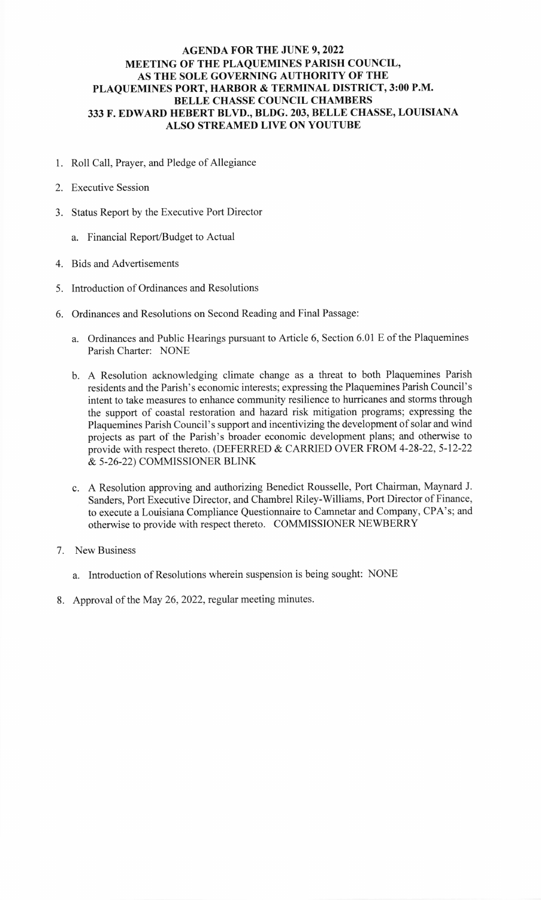# AGENDA FOR THE JUNE 9, 2022 MEETING OF THE PLAQUEMINES PARISH COUNCIL, AS THE SOLE GOVERNING AUTHORITY OF THE PLAQUEMINES PORT, HARBOR & TERMINAL DISTRICT, 3:00 P.M. BELLE CHASSE COUNCIL CHAMBERS 333 F. EDWARD HEBERT BLVD., BLDG. 203, BELLE CHASSE, LOUISIANA ALSO STREAMED LIVE ON YOUTUBE

1. Roll Call, Prayer, and Pledge of Allegiance

2. Executive Session

3. Status Report by the Executive Port Director

   a. Financial Report/Budget to Actual

4. Bids and Advertisements

5. Introduction of Ordinances and Resolutions

6. Ordinances and Resolutions on Second Reading and Final Passage:

   a. Ordinances and Public Hearings pursuant to Article 6, Section 6.01 E of the Plaquemines Parish Charter: NONE

   b. A Resolution acknowledging climate change as a threat to both Plaquemines Parish residents and the Parish's economic interests; expressing the Plaquemines Parish Council's intent to take measures to enhance community resilience to hurricanes and storms through the support of coastal restoration and hazard risk mitigation programs; expressing the Plaquemines Parish Council's support and incentivizing the development of solar and wind projects as part of the Parish's broader economic development plans; and otherwise to provide with respect thereto. (DEFERRED & CARRIED OVER FROM 4-28-22, 5-12-22 & 5-26-22) COMMISSIONER BLINK

   c. A Resolution approving and authorizing Benedict Rousselle, Port Chairman, Maynard J. Sanders, Port Executive Director, and Chambrel Riley-Williams, Port Director of Finance, to execute a Louisiana Compliance Questionnaire to Camnetar and Company, CPA's; and otherwise to provide with respect thereto. COMMISSIONER NEWBERRY

7. New Business

   a. Introduction of Resolutions wherein suspension is being sought: NONE

8. Approval of the May 26, 2022, regular meeting minutes.